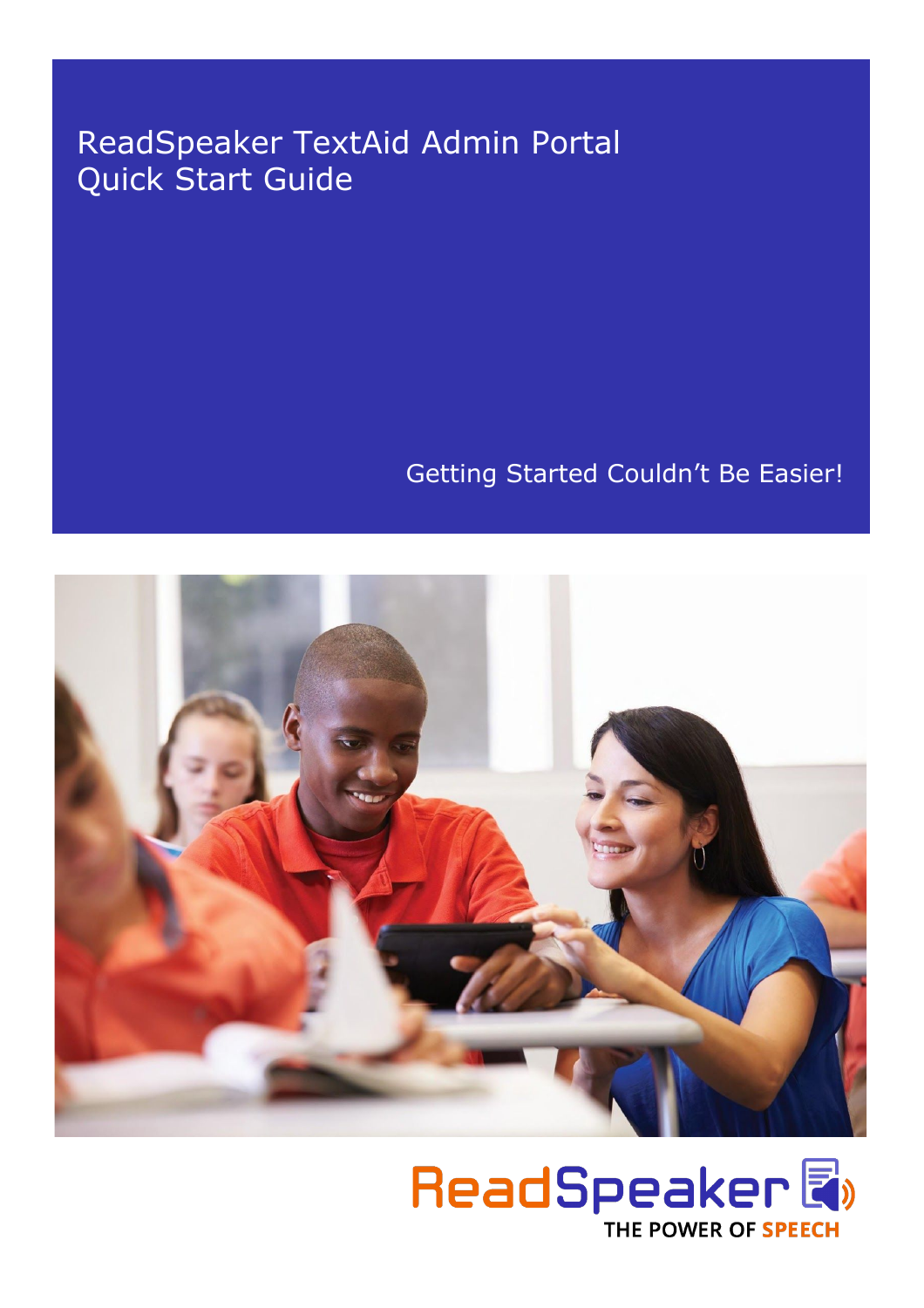# ReadSpeaker TextAid Admin Portal Quick Start Guide

Getting Started Couldn't Be Easier!

ReadSpeaker

THE POWER OF SPEECH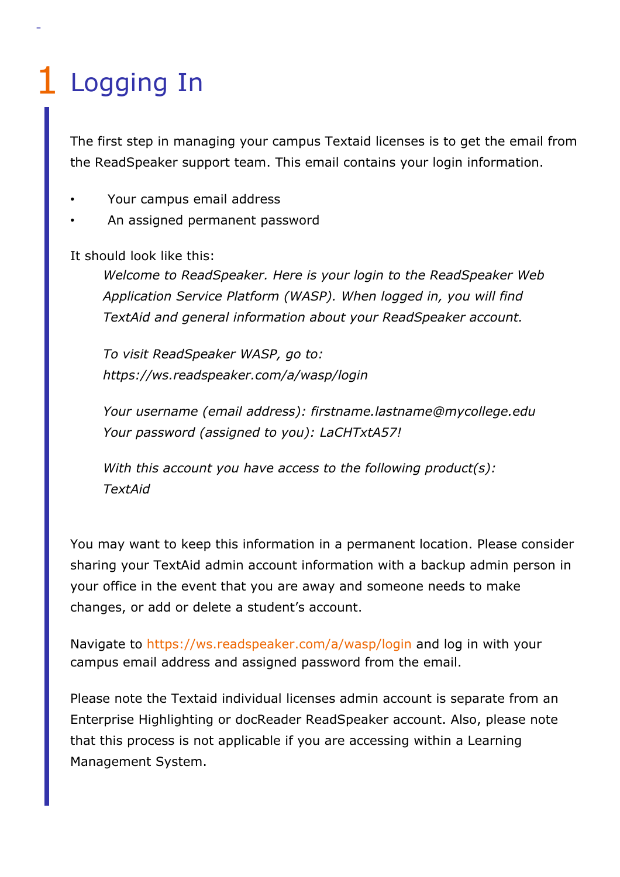# 1 Logging In

The first step in managing your campus Textaid licenses is to get the email from the ReadSpeaker support team. This email contains your login information.

- Your campus email address
- An assigned permanent password

It should look like this:

> *Welcome to ReadSpeaker. Here is your login to the ReadSpeaker Web Application Service Platform (WASP). When logged in, you will find TextAid and general information about your ReadSpeaker account.*
>
> *To visit ReadSpeaker WASP, go to: https://ws.readspeaker.com/a/wasp/login*
>
> *Your username (email address): firstname.lastname@mycollege.edu*
> *Your password (assigned to you): LaCHTxtA57!*
>
> *With this account you have access to the following product(s): TextAid*

You may want to keep this information in a permanent location. Please consider sharing your TextAid admin account information with a backup admin person in your office in the event that you are away and someone needs to make changes, or add or delete a student's account.

Navigate to https://ws.readspeaker.com/a/wasp/login and log in with your campus email address and assigned password from the email.

Please note the Textaid individual licenses admin account is separate from an Enterprise Highlighting or docReader ReadSpeaker account. Also, please note that this process is not applicable if you are accessing within a Learning Management System.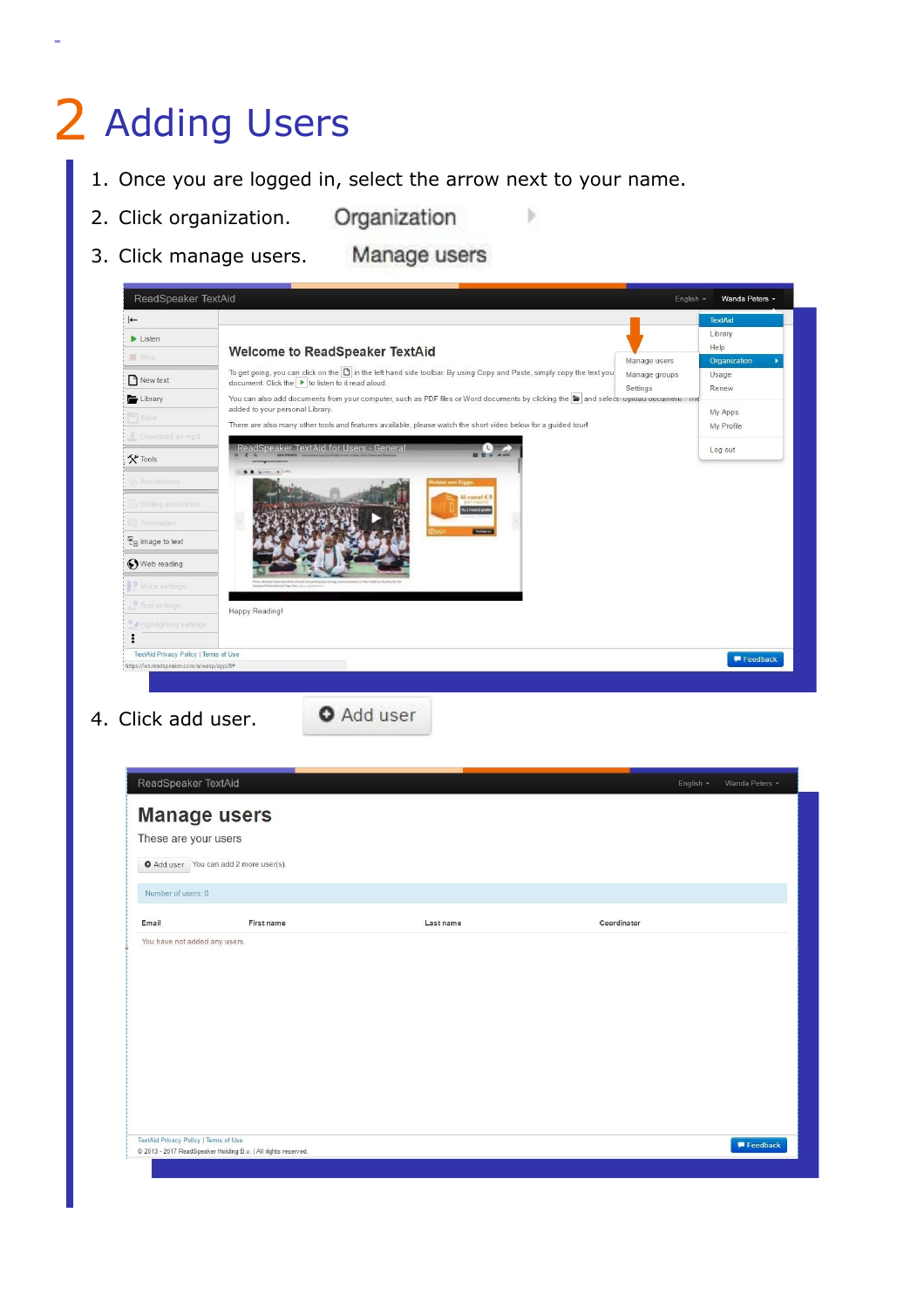# 2 Adding Users

1. Once you are logged in, select the arrow next to your name.
2. Click organization.
3. Click manage users.
4. Click add user.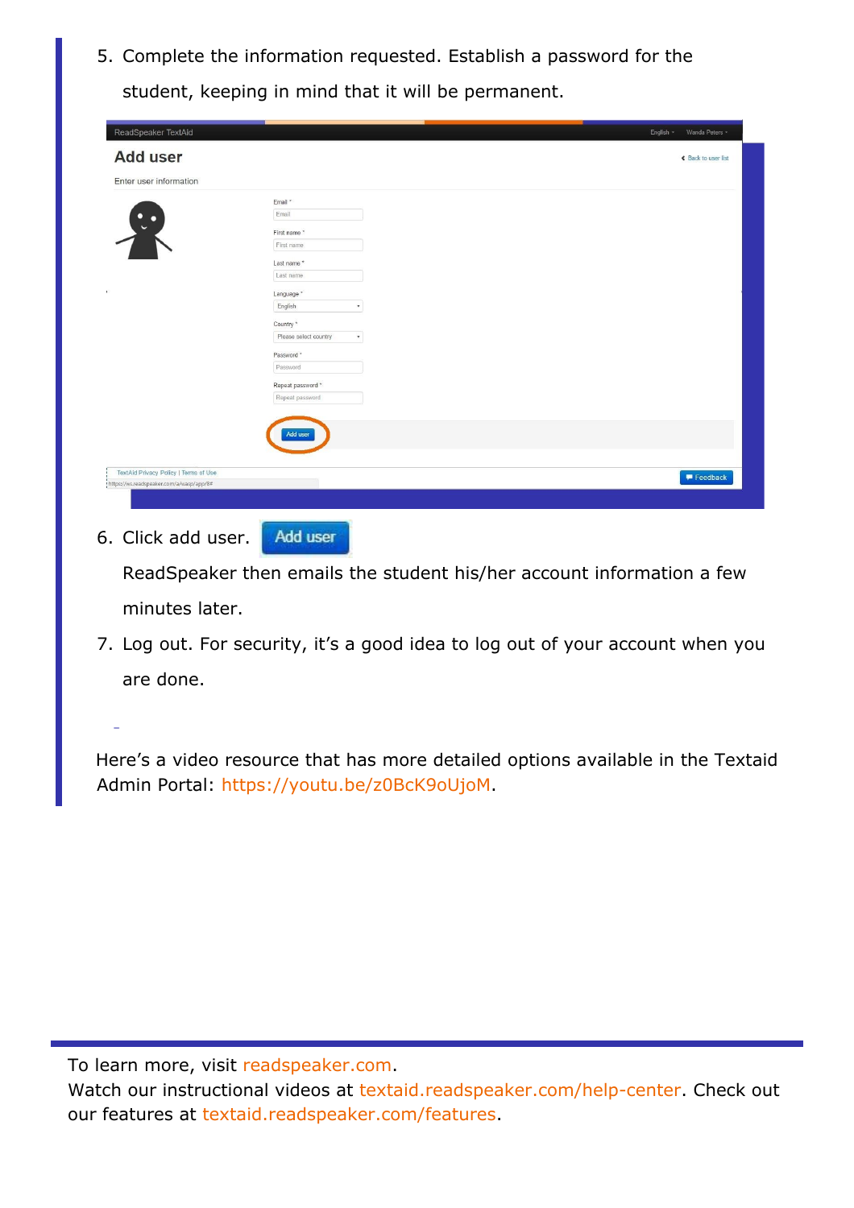5. Complete the information requested. Establish a password for the student, keeping in mind that it will be permanent.

6. Click add user.

   ReadSpeaker then emails the student his/her account information a few minutes later.

7. Log out. For security, it's a good idea to log out of your account when you are done.

Here's a video resource that has more detailed options available in the Textaid Admin Portal: https://youtu.be/z0BcK9oUjoM.

To learn more, visit readspeaker.com.
Watch our instructional videos at textaid.readspeaker.com/help-center. Check out our features at textaid.readspeaker.com/features.